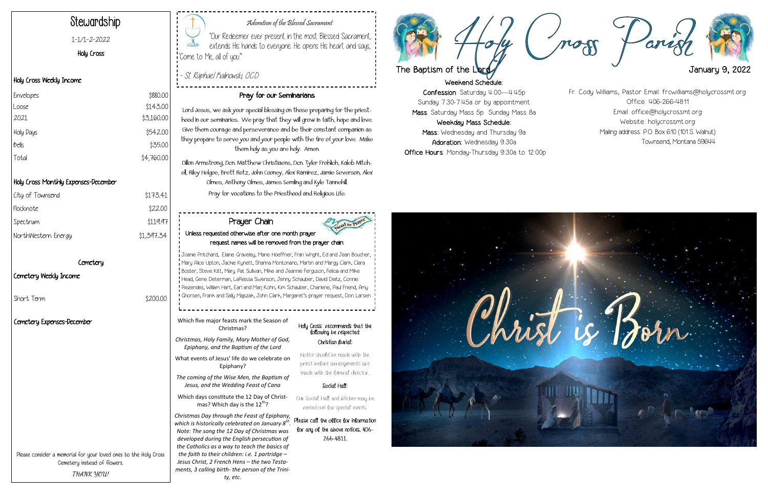# Holy Cross Parish

**The Baptism of the Lord** — **January 9, 2022**

**Weekend Schedule:**
**Confession**: Saturday 4:00—4:45p
Sunday 7:30-7:45a or by appointment
**Mass**: Saturday Mass 5p Sunday Mass 8a
**Weekday Mass Schedule:**
**Mass**: Wednesday and Thursday 9a
**Adoration**: Wednesday 9:30a
**Office Hours**: Monday-Thursday 9:30a to 12:00p

Fr. Cody Williams, Pastor Email: frcwilliams@holycrossmt.org
Office: 406-266-4811
Email: office@holycrossmt.org
Website: holycrossmt.org
Mailing address: P.O. Box 610 (101 S. Walnut)
Townsend, Montana 59644

Christ is Born

## Stewardship

1-1/1-2-2022

Holy Cross

### Holy Cross Weekly Income

| | |
|---|---|
| Envelopes | $880.00 |
| Loose | $143.00 |
| 2021 | $3,160.00 |
| Holy Days | $542.00 |
| Bells | $35.00 |
| Total | $4,760.00 |

### Holy Cross Monthly Expenses-December

| | |
|---|---|
| City of Townsend | $173.41 |
| Flocknote | $22.00 |
| Spectrum | $119.97 |
| NorthWestern Energy | $1,397.34 |

### Cemetery

**Cemetery Weekly Income**

| | |
|---|---|
| Short Term | $200.00 |

**Cemetery Expenses-December**

Please consider a memorial for your loved ones to the Holy Cross Cemetery instead of flowers.

*THANK YOU!*

## Adoration of the Blessed Sacrament

"Our Redeemer ever present in the most Blessed Sacrament, extends His hands to everyone. He opens His heart and says, 'Come to Me, all of you.'"

- St. Raphael Kalinowski, OCD

## Pray for our Seminarians

Lord Jesus, we ask your special blessing on those preparing for the priesthood in our seminaries. We pray that they will grow in faith, hope and love. Give them courage and perseverance and be their constant companion as they prepare to serve you and your people with the fire of your love. Make them holy as you are holy. Amen.

Dillon Armstrong, Dcn. Matthew Christiaens, Dcn. Tyler Frohlich, Kaleb Mitchell, Riley Helgoe, Brett Rotz, John Cooney, Alex Ramirez, Jamie Severson, Alex Olmes, Anthony Olmes, James Semling and Kyle Tannehill.

Pray for vocations to the Priesthood and Religious Life.

## Prayer Chain

**Unless requested otherwise after one month prayer request names will be removed from the prayer chain:**

Joanie Pritchard, Elaine Graveley, Marie Hoeffner, Fran Wright, Ed and Jean Boucher, Mary Alice Upton, Jackie Kynett, Shanna Montonario, Martin and Margy Clark, Clara Boster, Steve Kitt, Mary Pat Sullivan, Mike and Jeannie Ferguson, Felicia and Mike Head, Gene Determan, LaReissa Swenson, Jenny Schauber, David Deitz, Connie Rezendes, William Hart, Earl and Marj Kohn, Kim Schauber, Charlene, Paul Friend, Amy Ghorsen, Frank and Sally Majszak, John Clark, Margaret's prayer request, Don Larsen

Which five major feasts mark the Season of Christmas?

*Christmas, Holy Family, Mary Mother of God, Epiphany, and the Baptism of the Lord*

What events of Jesus' life do we celebrate on Epiphany?

*The coming of the Wise Men, the Baptism of Jesus, and the Wedding Feast of Cana*

Which days constitute the 12 Day of Christmas? Which day is the 12th?

*Christmas Day through the Feast of Epiphany, which is historically celebrated on January 8th. Note: The song the 12 Day of Christmas was developed during the English persecution of the Catholics as a way to teach the basics of the faith to their children: i.e. 1 partridge – Jesus Christ, 2 French Hens – the two Testaments, 3 calling birth- the person of the Trinity, etc.*

Holy Cross recommends that the following be respected:

**Christian Burial:**

Notice should be made with the priest before arrangements are made with the funeral director.

**Social Hall:**

Our Social Hall and kitchen may be rented out for special events.

Please call the office for information for any of the above notices, 406-266-4811.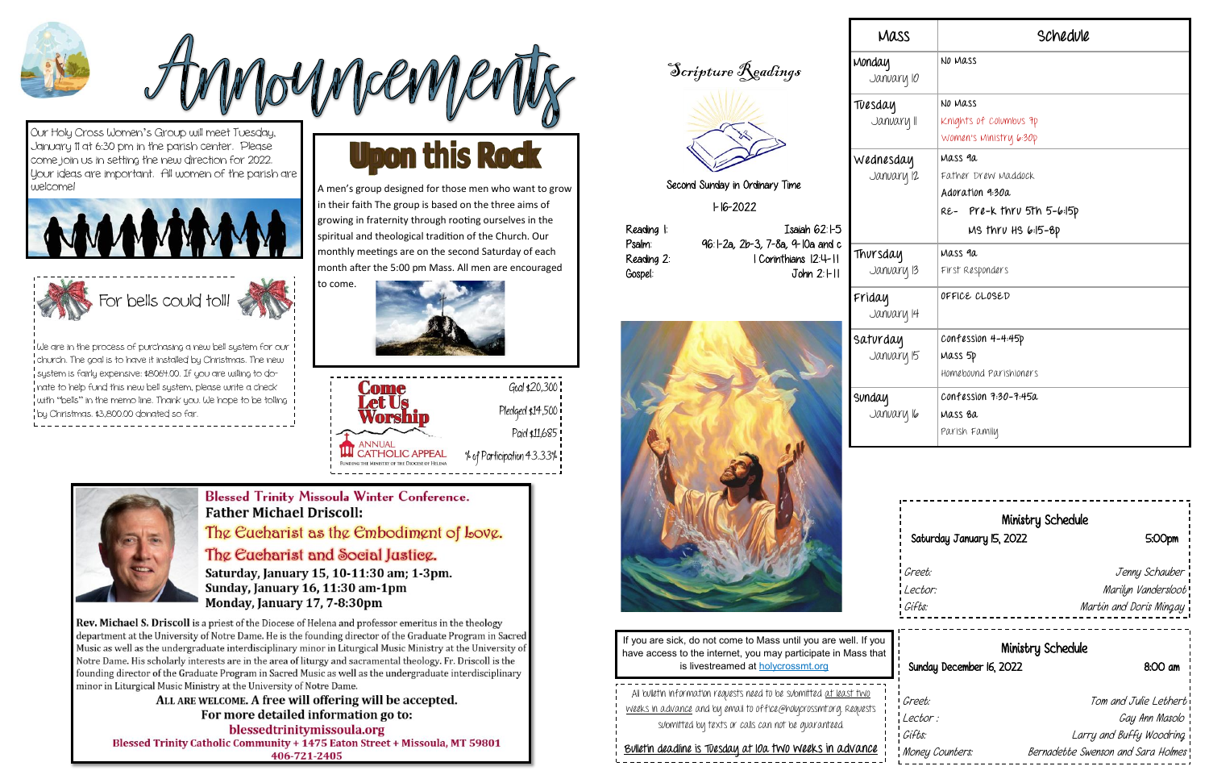# Announcements

Our Holy Cross Women's Group will meet Tuesday, January 11 at 6:30 pm in the parish center. Please come join us in setting the new direction for 2022. Your ideas are important. All women of the parish are welcome!

## For bells could toll!

We are in the process of purchasing a new bell system for our church. The goal is to have it installed by Christmas. The new system is fairly expensive: $8064.00. If you are willing to donate to help fund this new bell system, please write a check with "bells" in the memo line. Thank you. We hope to be tolling by Christmas. $3,800.00 donated so far.

## Upon this Rock

A men's group designed for those men who want to grow in their faith The group is based on the three aims of growing in fraternity through rooting ourselves in the spiritual and theological tradition of the Church. Our monthly meetings are on the second Saturday of each month after the 5:00 pm Mass. All men are encouraged to come.

## Come Let Us Worship

ANNUAL CATHOLIC APPEAL
FUNDING THE MINISTRY OF THE DIOCESE OF HELENA

Goal $20,300
Pledged $14,500
Paid $11,685
% of Participation 43.33%

## Blessed Trinity Missoula Winter Conference.

**Father Michael Driscoll:**

**The Eucharist as the Embodiment of Love.**

**The Eucharist and Social Justice.**

**Saturday, January 15, 10-11:30 am; 1-3pm.**
**Sunday, January 16, 11:30 am-1pm**
**Monday, January 17, 7-8:30pm**

**Rev. Michael S. Driscoll** is a priest of the Diocese of Helena and professor emeritus in the theology department at the University of Notre Dame. He is the founding director of the Graduate Program in Sacred Music as well as the undergraduate interdisciplinary minor in Liturgical Music Ministry at the University of Notre Dame. His scholarly interests are in the area of liturgy and sacramental theology. Fr. Driscoll is the founding director of the Graduate Program in Sacred Music as well as the undergraduate interdisciplinary minor in Liturgical Music Ministry at the University of Notre Dame.

**ALL ARE WELCOME. A free will offering will be accepted.**
**For more detailed information go to:**
**blessedtrinitymissoula.org**
**Blessed Trinity Catholic Community + 1475 Eaton Street + Missoula, MT 59801**
**406-721-2405**

## Scripture Readings

Second Sunday in Ordinary Time

1-16-2022

| | |
|---|---|
| Reading 1: | Isaiah 62:1-5 |
| Psalm: | 96:1-2a, 2b-3, 7-8a, 9-10a and c |
| Reading 2: | 1 Corinthians 12:4-11 |
| Gospel: | John 2:1-11 |

If you are sick, do not come to Mass until you are well. If you have access to the internet, you may participate in Mass that is livestreamed at holycrossmt.org

All bulletin information requests need to be submitted at least two weeks in advance and by email to office@holycrossmt.org. Requests submitted by texts or calls can not be guaranteed.

**Bulletin deadline is Tuesday at 10a two weeks in advance**

## Mass Schedule

| Mass | Schedule |
|---|---|
| Monday January 10 | No Mass |
| Tuesday January 11 | No Mass<br>Knights of Columbus 7p<br>Women's Ministry 6:30p |
| Wednesday January 12 | Mass 9a<br>Father Drew Maddock<br>Adoration 9:30a<br>RE- Pre-K thru 5th 5-6:15p<br>MS thru HS 6:15-8p |
| Thursday January 13 | Mass 9a<br>First Responders |
| Friday January 14 | OFFICE CLOSED |
| Saturday January 15 | Confession 4-4:45p<br>Mass 5p<br>Homebound Parishioners |
| Sunday January 16 | Confession 7:30-7:45a<br>Mass 8a<br>Parish Family |

## Ministry Schedule

Saturday January 15, 2022 — 5:00pm

| | |
|---|---|
| Greet: | Jenny Schauber |
| Lector: | Marilyn Vandersloot |
| Gifts: | Martin and Doris Mingay |

## Ministry Schedule

Sunday December 16, 2022 — 8:00 am

| | |
|---|---|
| Greet: | Tom and Julie Lethert |
| Lector : | Gay Ann Masolo |
| Gifts: | Larry and Buffy Woodring |
| Money Counters: | Bernadette Swenson and Sara Holmes |